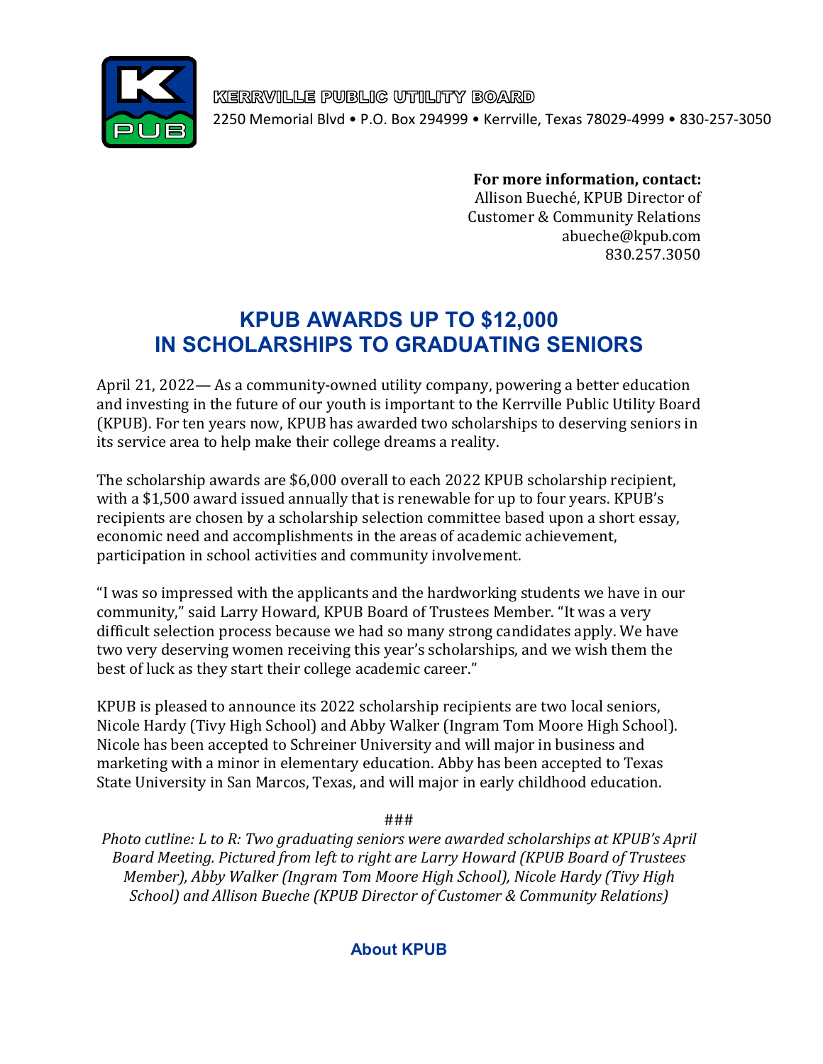**KERRVILLE PUBLIC UTILITY BOARD**
2250 Memorial Blvd • P.O. Box 294999 • Kerrville, Texas 78029-4999 • 830-257-3050

**For more information, contact:**
Allison Bueché, KPUB Director of Customer & Community Relations
abueche@kpub.com
830.257.3050

# KPUB AWARDS UP TO $12,000 IN SCHOLARSHIPS TO GRADUATING SENIORS

April 21, 2022— As a community-owned utility company, powering a better education and investing in the future of our youth is important to the Kerrville Public Utility Board (KPUB). For ten years now, KPUB has awarded two scholarships to deserving seniors in its service area to help make their college dreams a reality.

The scholarship awards are $6,000 overall to each 2022 KPUB scholarship recipient, with a $1,500 award issued annually that is renewable for up to four years. KPUB's recipients are chosen by a scholarship selection committee based upon a short essay, economic need and accomplishments in the areas of academic achievement, participation in school activities and community involvement.

"I was so impressed with the applicants and the hardworking students we have in our community," said Larry Howard, KPUB Board of Trustees Member. "It was a very difficult selection process because we had so many strong candidates apply. We have two very deserving women receiving this year's scholarships, and we wish them the best of luck as they start their college academic career."

KPUB is pleased to announce its 2022 scholarship recipients are two local seniors, Nicole Hardy (Tivy High School) and Abby Walker (Ingram Tom Moore High School). Nicole has been accepted to Schreiner University and will major in business and marketing with a minor in elementary education. Abby has been accepted to Texas State University in San Marcos, Texas, and will major in early childhood education.

###

*Photo cutline: L to R: Two graduating seniors were awarded scholarships at KPUB's April Board Meeting. Pictured from left to right are Larry Howard (KPUB Board of Trustees Member), Abby Walker (Ingram Tom Moore High School), Nicole Hardy (Tivy High School) and Allison Bueche (KPUB Director of Customer & Community Relations)*

## About KPUB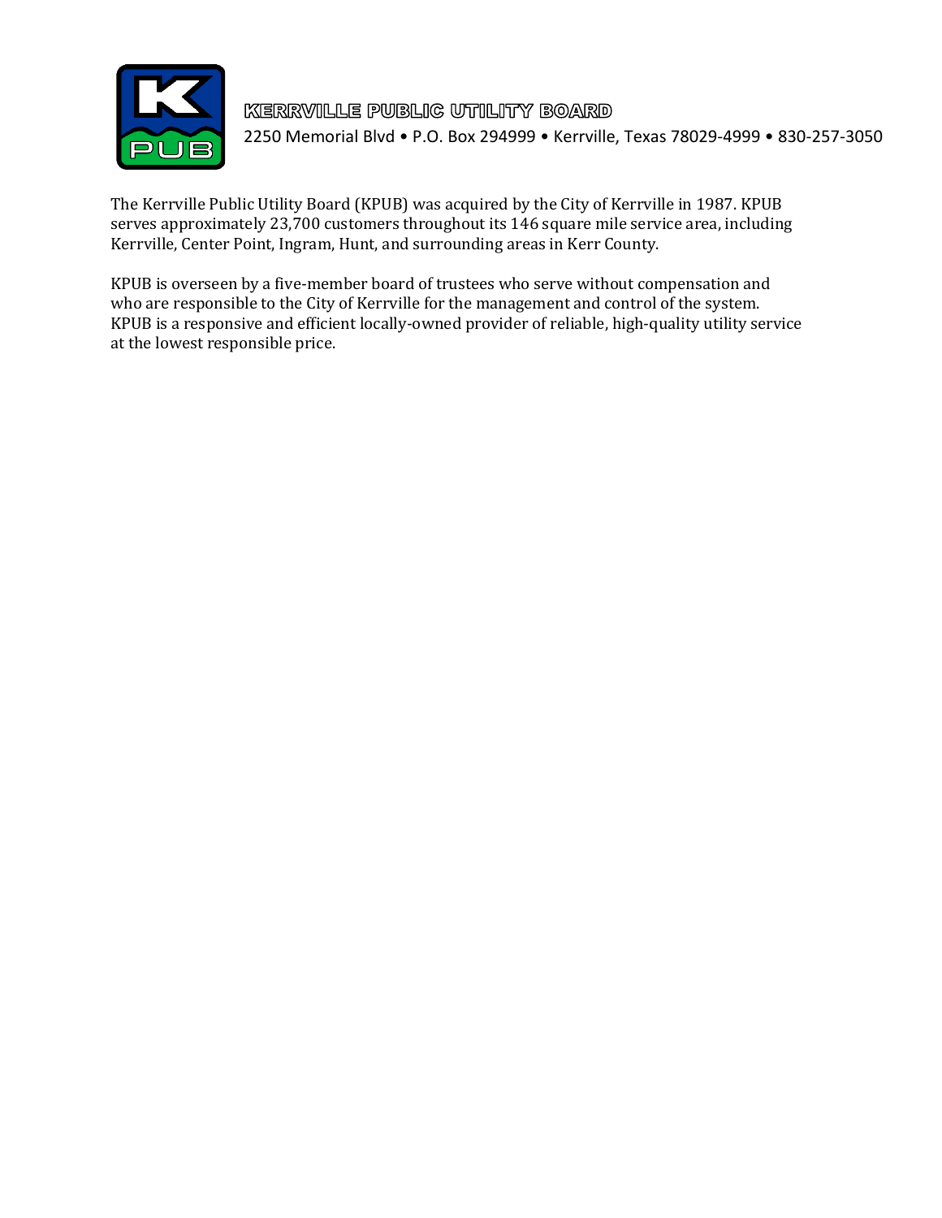**KERRVILLE PUBLIC UTILITY BOARD**

2250 Memorial Blvd • P.O. Box 294999 • Kerrville, Texas 78029-4999 • 830-257-3050

The Kerrville Public Utility Board (KPUB) was acquired by the City of Kerrville in 1987. KPUB serves approximately 23,700 customers throughout its 146 square mile service area, including Kerrville, Center Point, Ingram, Hunt, and surrounding areas in Kerr County.

KPUB is overseen by a five-member board of trustees who serve without compensation and who are responsible to the City of Kerrville for the management and control of the system. KPUB is a responsive and efficient locally-owned provider of reliable, high-quality utility service at the lowest responsible price.